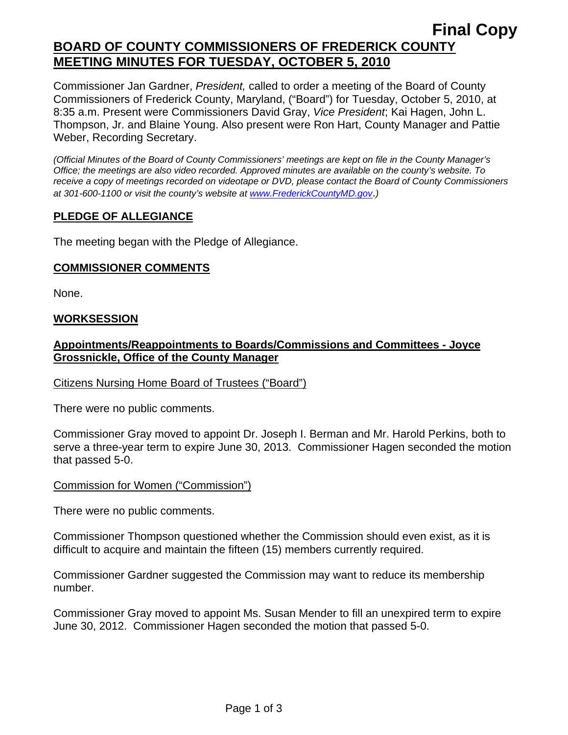**Final Copy**

# BOARD OF COUNTY COMMISSIONERS OF FREDERICK COUNTY MEETING MINUTES FOR TUESDAY, OCTOBER 5, 2010

Commissioner Jan Gardner, *President,* called to order a meeting of the Board of County Commissioners of Frederick County, Maryland, ("Board") for Tuesday, October 5, 2010, at 8:35 a.m. Present were Commissioners David Gray, *Vice President*; Kai Hagen, John L. Thompson, Jr. and Blaine Young. Also present were Ron Hart, County Manager and Pattie Weber, Recording Secretary.

*(Official Minutes of the Board of County Commissioners' meetings are kept on file in the County Manager's Office; the meetings are also video recorded. Approved minutes are available on the county's website. To receive a copy of meetings recorded on videotape or DVD, please contact the Board of County Commissioners at 301-600-1100 or visit the county's website at www.FrederickCountyMD.gov.)*

## PLEDGE OF ALLEGIANCE

The meeting began with the Pledge of Allegiance.

## COMMISSIONER COMMENTS

None.

## WORKSESSION

### Appointments/Reappointments to Boards/Commissions and Committees - Joyce Grossnickle, Office of the County Manager

Citizens Nursing Home Board of Trustees ("Board")

There were no public comments.

Commissioner Gray moved to appoint Dr. Joseph I. Berman and Mr. Harold Perkins, both to serve a three-year term to expire June 30, 2013. Commissioner Hagen seconded the motion that passed 5-0.

Commission for Women ("Commission")

There were no public comments.

Commissioner Thompson questioned whether the Commission should even exist, as it is difficult to acquire and maintain the fifteen (15) members currently required.

Commissioner Gardner suggested the Commission may want to reduce its membership number.

Commissioner Gray moved to appoint Ms. Susan Mender to fill an unexpired term to expire June 30, 2012. Commissioner Hagen seconded the motion that passed 5-0.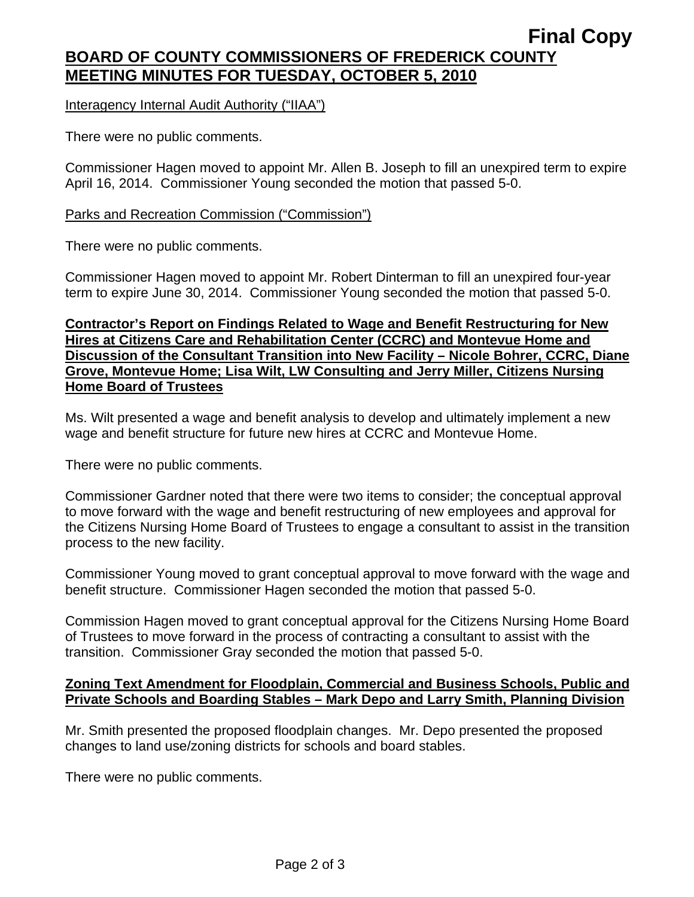Interagency Internal Audit Authority ("IIAA")

There were no public comments.

Commissioner Hagen moved to appoint Mr. Allen B. Joseph to fill an unexpired term to expire April 16, 2014. Commissioner Young seconded the motion that passed 5-0.

Parks and Recreation Commission ("Commission")

There were no public comments.

Commissioner Hagen moved to appoint Mr. Robert Dinterman to fill an unexpired four-year term to expire June 30, 2014. Commissioner Young seconded the motion that passed 5-0.

**Contractor's Report on Findings Related to Wage and Benefit Restructuring for New Hires at Citizens Care and Rehabilitation Center (CCRC) and Montevue Home and Discussion of the Consultant Transition into New Facility – Nicole Bohrer, CCRC, Diane Grove, Montevue Home; Lisa Wilt, LW Consulting and Jerry Miller, Citizens Nursing Home Board of Trustees**

Ms. Wilt presented a wage and benefit analysis to develop and ultimately implement a new wage and benefit structure for future new hires at CCRC and Montevue Home.

There were no public comments.

Commissioner Gardner noted that there were two items to consider; the conceptual approval to move forward with the wage and benefit restructuring of new employees and approval for the Citizens Nursing Home Board of Trustees to engage a consultant to assist in the transition process to the new facility.

Commissioner Young moved to grant conceptual approval to move forward with the wage and benefit structure. Commissioner Hagen seconded the motion that passed 5-0.

Commission Hagen moved to grant conceptual approval for the Citizens Nursing Home Board of Trustees to move forward in the process of contracting a consultant to assist with the transition. Commissioner Gray seconded the motion that passed 5-0.

**Zoning Text Amendment for Floodplain, Commercial and Business Schools, Public and Private Schools and Boarding Stables – Mark Depo and Larry Smith, Planning Division**

Mr. Smith presented the proposed floodplain changes. Mr. Depo presented the proposed changes to land use/zoning districts for schools and board stables.

There were no public comments.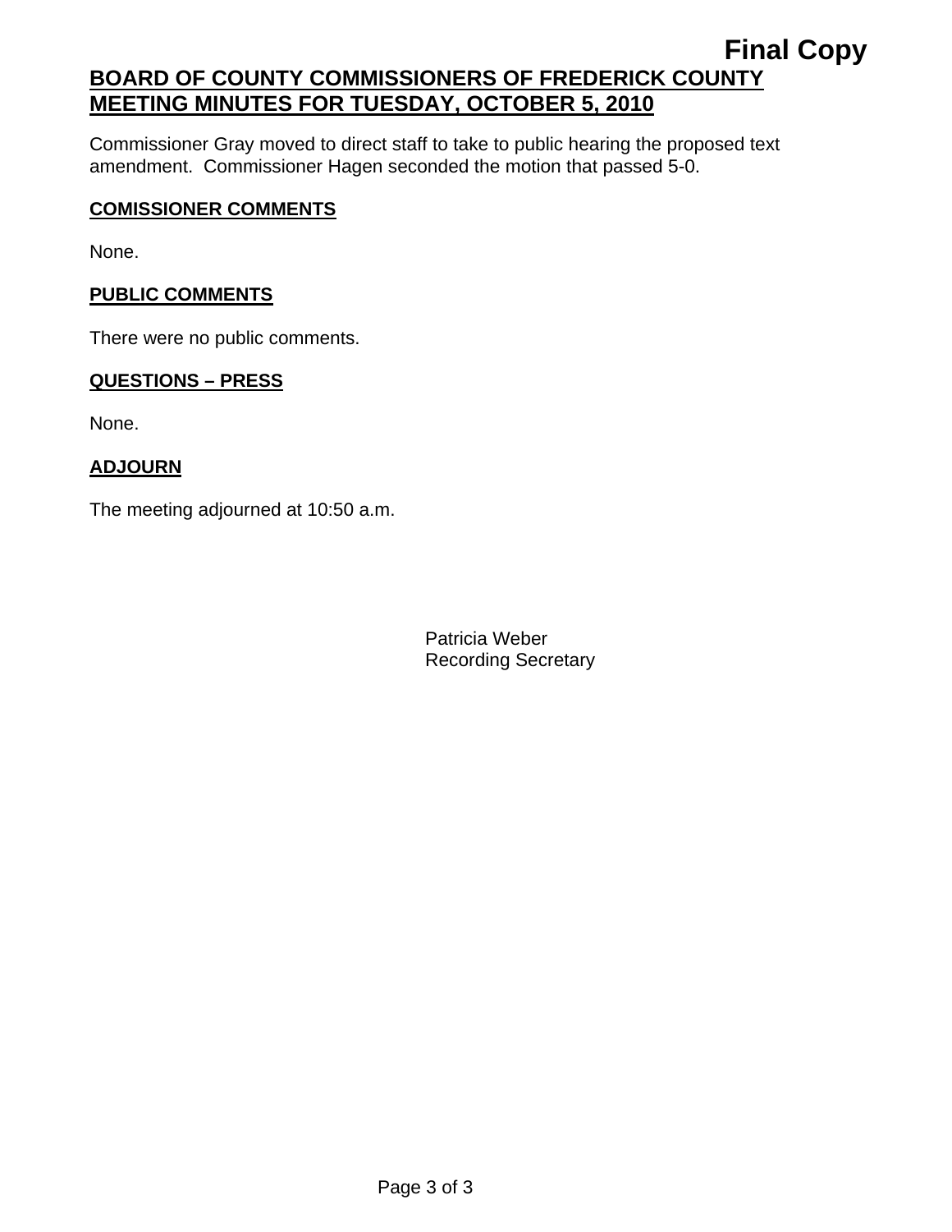**Final Copy**

**BOARD OF COUNTY COMMISSIONERS OF FREDERICK COUNTY**
**MEETING MINUTES FOR TUESDAY, OCTOBER 5, 2010**

Commissioner Gray moved to direct staff to take to public hearing the proposed text amendment. Commissioner Hagen seconded the motion that passed 5-0.

## COMISSIONER COMMENTS

None.

## PUBLIC COMMENTS

There were no public comments.

## QUESTIONS – PRESS

None.

## ADJOURN

The meeting adjourned at 10:50 a.m.

Patricia Weber
Recording Secretary